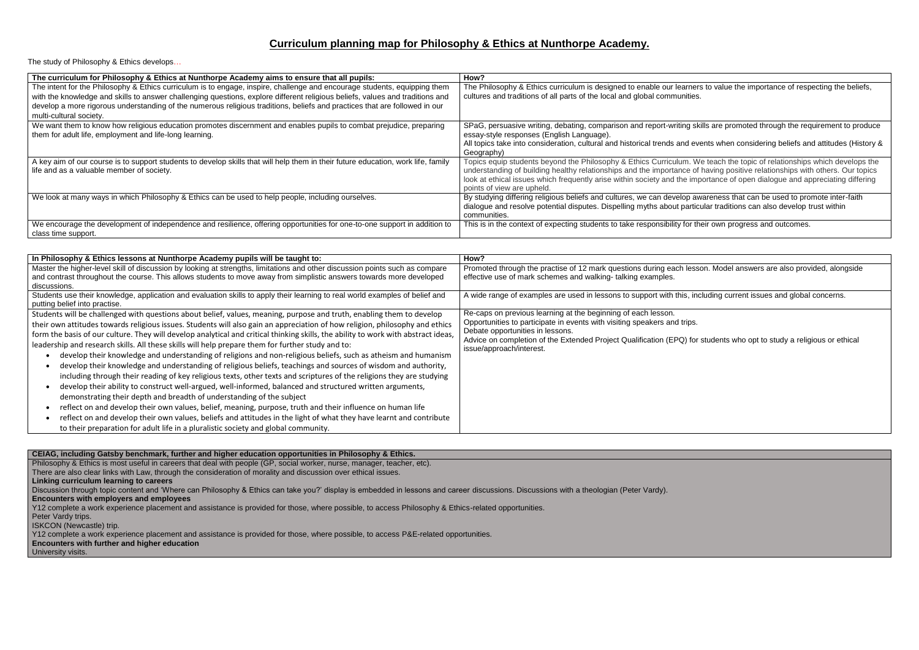# Curriculum planning map for Philosophy & Ethics at Nunthorpe Academy.

The study of Philosophy & Ethics develops…

| The curriculum for Philosophy & Ethics at Nunthorpe Academy aims to ensure that all pupils: | How? |
|---|---|
| The intent for the Philosophy & Ethics curriculum is to engage, inspire, challenge and encourage students, equipping them with the knowledge and skills to answer challenging questions, explore different religious beliefs, values and traditions and develop a more rigorous understanding of the numerous religious traditions, beliefs and practices that are followed in our multi-cultural society. | The Philosophy & Ethics curriculum is designed to enable our learners to value the importance of respecting the beliefs, cultures and traditions of all parts of the local and global communities. |
| We want them to know how religious education promotes discernment and enables pupils to combat prejudice, preparing them for adult life, employment and life-long learning. | SPaG, persuasive writing, debating, comparison and report-writing skills are promoted through the requirement to produce essay-style responses (English Language).<br>All topics take into consideration, cultural and historical trends and events when considering beliefs and attitudes (History & Geography) |
| A key aim of our course is to support students to develop skills that will help them in their future education, work life, family life and as a valuable member of society. | Topics equip students beyond the Philosophy & Ethics Curriculum. We teach the topic of relationships which develops the understanding of building healthy relationships and the importance of having positive relationships with others. Our topics look at ethical issues which frequently arise within society and the importance of open dialogue and appreciating differing points of view are upheld. |
| We look at many ways in which Philosophy & Ethics can be used to help people, including ourselves. | By studying differing religious beliefs and cultures, we can develop awareness that can be used to promote inter-faith dialogue and resolve potential disputes. Dispelling myths about particular traditions can also develop trust within communities. |
| We encourage the development of independence and resilience, offering opportunities for one-to-one support in addition to class time support. | This is in the context of expecting students to take responsibility for their own progress and outcomes. |

| In Philosophy & Ethics lessons at Nunthorpe Academy pupils will be taught to: | How? |
|---|---|
| Master the higher-level skill of discussion by looking at strengths, limitations and other discussion points such as compare and contrast throughout the course. This allows students to move away from simplistic answers towards more developed discussions. | Promoted through the practise of 12 mark questions during each lesson. Model answers are also provided, alongside effective use of mark schemes and walking- talking examples. |
| Students use their knowledge, application and evaluation skills to apply their learning to real world examples of belief and putting belief into practise. | A wide range of examples are used in lessons to support with this, including current issues and global concerns. |
| Students will be challenged with questions about belief, values, meaning, purpose and truth, enabling them to develop their own attitudes towards religious issues. Students will also gain an appreciation of how religion, philosophy and ethics form the basis of our culture. They will develop analytical and critical thinking skills, the ability to work with abstract ideas, leadership and research skills. All these skills will help prepare them for further study and to:<br>• develop their knowledge and understanding of religions and non-religious beliefs, such as atheism and humanism<br>• develop their knowledge and understanding of religious beliefs, teachings and sources of wisdom and authority, including through their reading of key religious texts, other texts and scriptures of the religions they are studying<br>• develop their ability to construct well-argued, well-informed, balanced and structured written arguments, demonstrating their depth and breadth of understanding of the subject<br>• reflect on and develop their own values, belief, meaning, purpose, truth and their influence on human life<br>• reflect on and develop their own values, beliefs and attitudes in the light of what they have learnt and contribute to their preparation for adult life in a pluralistic society and global community. | Re-caps on previous learning at the beginning of each lesson.<br>Opportunities to participate in events with visiting speakers and trips.<br>Debate opportunities in lessons.<br>Advice on completion of the Extended Project Qualification (EPQ) for students who opt to study a religious or ethical issue/approach/interest. |

| CEIAG, including Gatsby benchmark, further and higher education opportunities in Philosophy & Ethics. |
|---|
| Philosophy & Ethics is most useful in careers that deal with people (GP, social worker, nurse, manager, teacher, etc).<br>There are also clear links with Law, through the consideration of morality and discussion over ethical issues.<br>**Linking curriculum learning to careers**<br>Discussion through topic content and 'Where can Philosophy & Ethics can take you?' display is embedded in lessons and career discussions. Discussions with a theologian (Peter Vardy).<br>**Encounters with employers and employees**<br>Y12 complete a work experience placement and assistance is provided for those, where possible, to access Philosophy & Ethics-related opportunities.<br>Peter Vardy trips.<br>ISKCON (Newcastle) trip.<br>Y12 complete a work experience placement and assistance is provided for those, where possible, to access P&E-related opportunities.<br>**Encounters with further and higher education**<br>University visits. |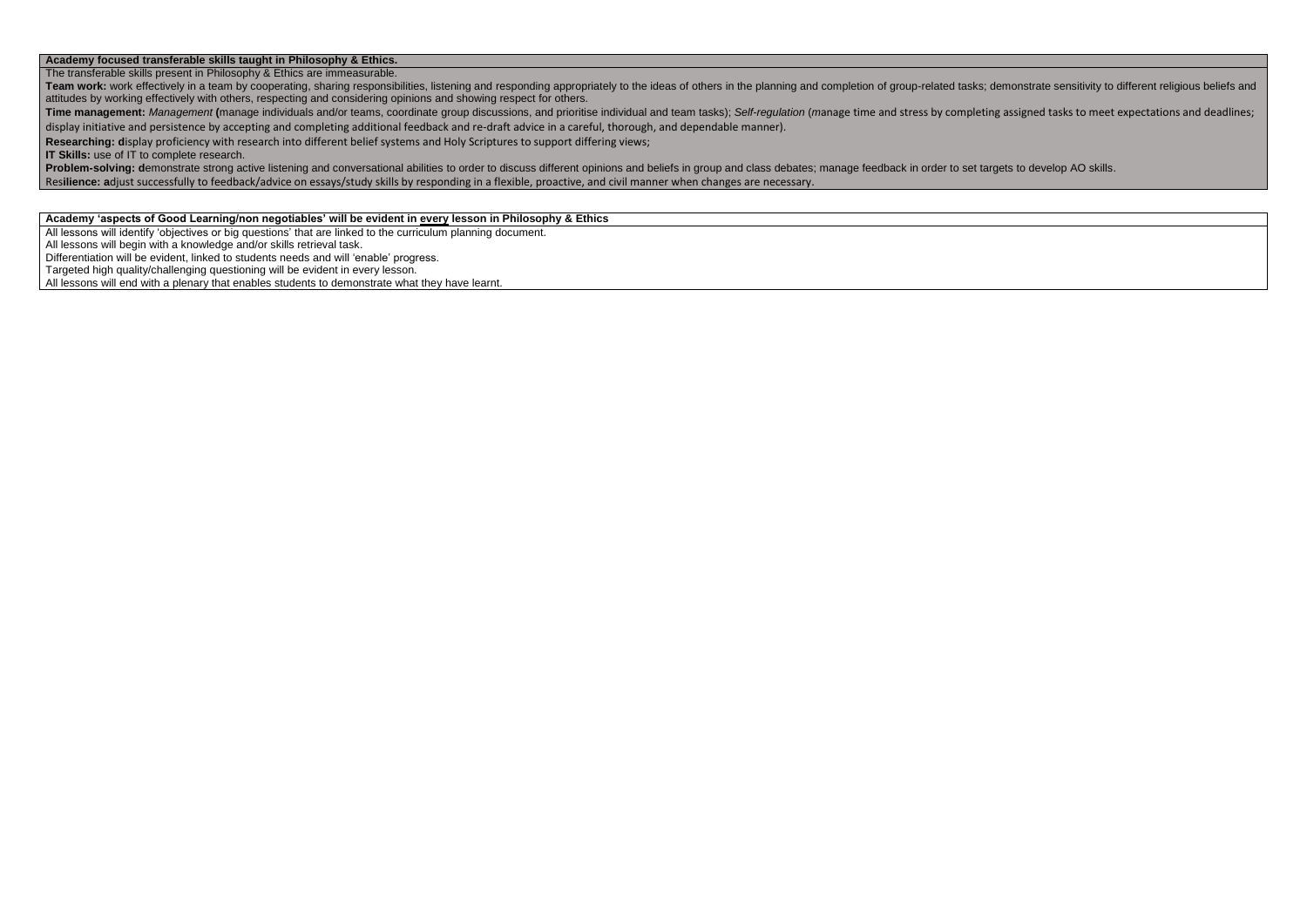**Academy focused transferable skills taught in Philosophy & Ethics.**

The transferable skills present in Philosophy & Ethics are immeasurable.

**Team work:** work effectively in a team by cooperating, sharing responsibilities, listening and responding appropriately to the ideas of others in the planning and completion of group-related tasks; demonstrate sensitivity to different religious beliefs and attitudes by working effectively with others, respecting and considering opinions and showing respect for others.

**Time management:** *Management* **(**manage individuals and/or teams, coordinate group discussions, and prioritise individual and team tasks); *Self-regulation* (manage time and stress by completing assigned tasks to meet expectations and deadlines; display initiative and persistence by accepting and completing additional feedback and re-draft advice in a careful, thorough, and dependable manner).

**Researching: d**isplay proficiency with research into different belief systems and Holy Scriptures to support differing views;

**IT Skills:** use of IT to complete research.

**Problem-solving: d**emonstrate strong active listening and conversational abilities to order to discuss different opinions and beliefs in group and class debates; manage feedback in order to set targets to develop AO skills.

Res**ilience: a**djust successfully to feedback/advice on essays/study skills by responding in a flexible, proactive, and civil manner when changes are necessary.

**Academy 'aspects of Good Learning/non negotiables' will be evident in <u>every</u> lesson in Philosophy & Ethics**

All lessons will identify 'objectives or big questions' that are linked to the curriculum planning document.

All lessons will begin with a knowledge and/or skills retrieval task.

Differentiation will be evident, linked to students needs and will 'enable' progress.

Targeted high quality/challenging questioning will be evident in every lesson.

All lessons will end with a plenary that enables students to demonstrate what they have learnt.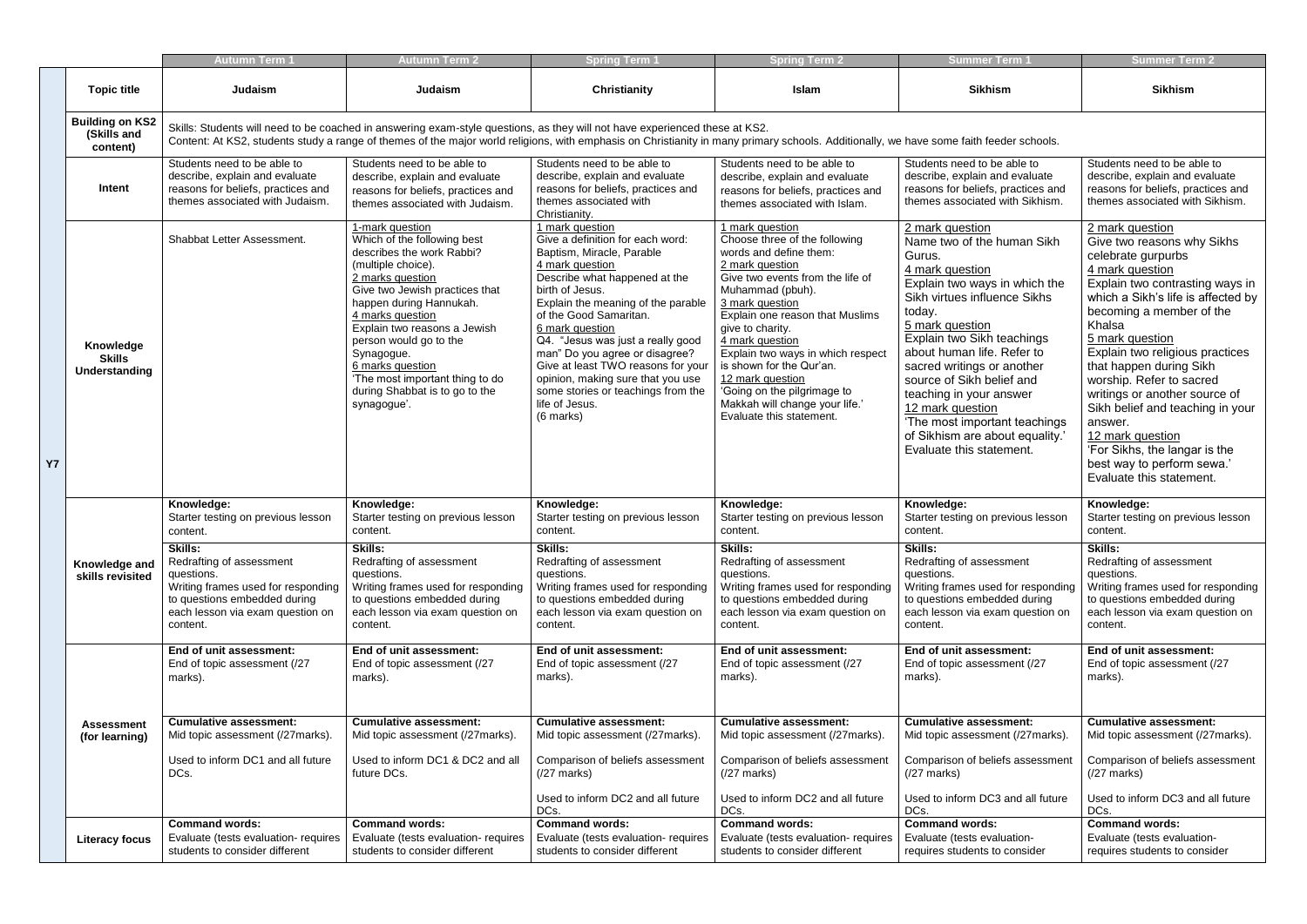| | | Autumn Term 1 | Autumn Term 2 | Spring Term 1 | Spring Term 2 | Summer Term 1 | Summer Term 2 |
|---|---|---|---|---|---|---|---|
| Y7 | **Topic title** | **Judaism** | **Judaism** | **Christianity** | **Islam** | **Sikhism** | **Sikhism** |
| | **Building on KS2 (Skills and content)** | Skills: Students will need to be coached in answering exam-style questions, as they will not have experienced these at KS2. Content: At KS2, students study a range of themes of the major world religions, with emphasis on Christianity in many primary schools. Additionally, we have some faith feeder schools. | | | | | |
| | **Intent** | Students need to be able to describe, explain and evaluate reasons for beliefs, practices and themes associated with Judaism. | Students need to be able to describe, explain and evaluate reasons for beliefs, practices and themes associated with Judaism. | Students need to be able to describe, explain and evaluate reasons for beliefs, practices and themes associated with Christianity. | Students need to be able to describe, explain and evaluate reasons for beliefs, practices and themes associated with Islam. | Students need to be able to describe, explain and evaluate reasons for beliefs, practices and themes associated with Sikhism. | Students need to be able to describe, explain and evaluate reasons for beliefs, practices and themes associated with Sikhism. |
| | **Knowledge Skills Understanding** | Shabbat Letter Assessment. | 1-mark question<br>Which of the following best describes the work Rabbi? (multiple choice).<br>2 marks question<br>Give two Jewish practices that happen during Hannukah.<br>4 marks question<br>Explain two reasons a Jewish person would go to the Synagogue.<br>6 marks question<br>'The most important thing to do during Shabbat is to go to the synagogue'. | 1 mark question<br>Give a definition for each word: Baptism, Miracle, Parable<br>4 mark question<br>Describe what happened at the birth of Jesus.<br>Explain the meaning of the parable of the Good Samaritan.<br>6 mark question<br>Q4. "Jesus was just a really good man" Do you agree or disagree? Give at least TWO reasons for your opinion, making sure that you use some stories or teachings from the life of Jesus.<br>(6 marks) | 1 mark question<br>Choose three of the following words and define them:<br>2 mark question<br>Give two events from the life of Muhammad (pbuh).<br>3 mark question<br>Explain one reason that Muslims give to charity.<br>4 mark question<br>Explain two ways in which respect is shown for the Qur'an.<br>12 mark question<br>'Going on the pilgrimage to Makkah will change your life.' Evaluate this statement. | 2 mark question<br>Name two of the human Sikh Gurus.<br>4 mark question<br>Explain two ways in which the Sikh virtues influence Sikhs today.<br>5 mark question<br>Explain two Sikh teachings about human life. Refer to sacred writings or another source of Sikh belief and teaching in your answer<br>12 mark question<br>'The most important teachings of Sikhism are about equality.' Evaluate this statement. | 2 mark question<br>Give two reasons why Sikhs celebrate gurpurbs<br>4 mark question<br>Explain two contrasting ways in which a Sikh's life is affected by becoming a member of the Khalsa<br>5 mark question<br>Explain two religious practices that happen during Sikh worship. Refer to sacred writings or another source of Sikh belief and teaching in your answer.<br>12 mark question<br>'For Sikhs, the langar is the best way to perform sewa.' Evaluate this statement. |
| | **Knowledge and skills revisited** | **Knowledge:**<br>Starter testing on previous lesson content.<br>**Skills:**<br>Redrafting of assessment questions.<br>Writing frames used for responding to questions embedded during each lesson via exam question on content. | **Knowledge:**<br>Starter testing on previous lesson content.<br>**Skills:**<br>Redrafting of assessment questions.<br>Writing frames used for responding to questions embedded during each lesson via exam question on content. | **Knowledge:**<br>Starter testing on previous lesson content.<br>**Skills:**<br>Redrafting of assessment questions.<br>Writing frames used for responding to questions embedded during each lesson via exam question on content. | **Knowledge:**<br>Starter testing on previous lesson content.<br>**Skills:**<br>Redrafting of assessment questions.<br>Writing frames used for responding to questions embedded during each lesson via exam question on content. | **Knowledge:**<br>Starter testing on previous lesson content.<br>**Skills:**<br>Redrafting of assessment questions.<br>Writing frames used for responding to questions embedded during each lesson via exam question on content. | **Knowledge:**<br>Starter testing on previous lesson content.<br>**Skills:**<br>Redrafting of assessment questions.<br>Writing frames used for responding to questions embedded during each lesson via exam question on content. |
| | **Assessment (for learning)** | **End of unit assessment:**<br>End of topic assessment (/27 marks).<br>**Cumulative assessment:**<br>Mid topic assessment (/27marks).<br>Used to inform DC1 and all future DCs. | **End of unit assessment:**<br>End of topic assessment (/27 marks).<br>**Cumulative assessment:**<br>Mid topic assessment (/27marks).<br>Used to inform DC1 & DC2 and all future DCs. | **End of unit assessment:**<br>End of topic assessment (/27 marks).<br>**Cumulative assessment:**<br>Mid topic assessment (/27marks).<br>Comparison of beliefs assessment (/27 marks)<br>Used to inform DC2 and all future DCs. | **End of unit assessment:**<br>End of topic assessment (/27 marks).<br>**Cumulative assessment:**<br>Mid topic assessment (/27marks).<br>Comparison of beliefs assessment (/27 marks)<br>Used to inform DC2 and all future DCs. | **End of unit assessment:**<br>End of topic assessment (/27 marks).<br>**Cumulative assessment:**<br>Mid topic assessment (/27marks).<br>Comparison of beliefs assessment (/27 marks)<br>Used to inform DC3 and all future DCs. | **End of unit assessment:**<br>End of topic assessment (/27 marks).<br>**Cumulative assessment:**<br>Mid topic assessment (/27marks).<br>Comparison of beliefs assessment (/27 marks)<br>Used to inform DC3 and all future DCs. |
| | **Literacy focus** | **Command words:**<br>Evaluate (tests evaluation- requires students to consider different | **Command words:**<br>Evaluate (tests evaluation- requires students to consider different | **Command words:**<br>Evaluate (tests evaluation- requires students to consider different | **Command words:**<br>Evaluate (tests evaluation- requires students to consider different | **Command words:**<br>Evaluate (tests evaluation- requires students to consider | **Command words:**<br>Evaluate (tests evaluation- requires students to consider |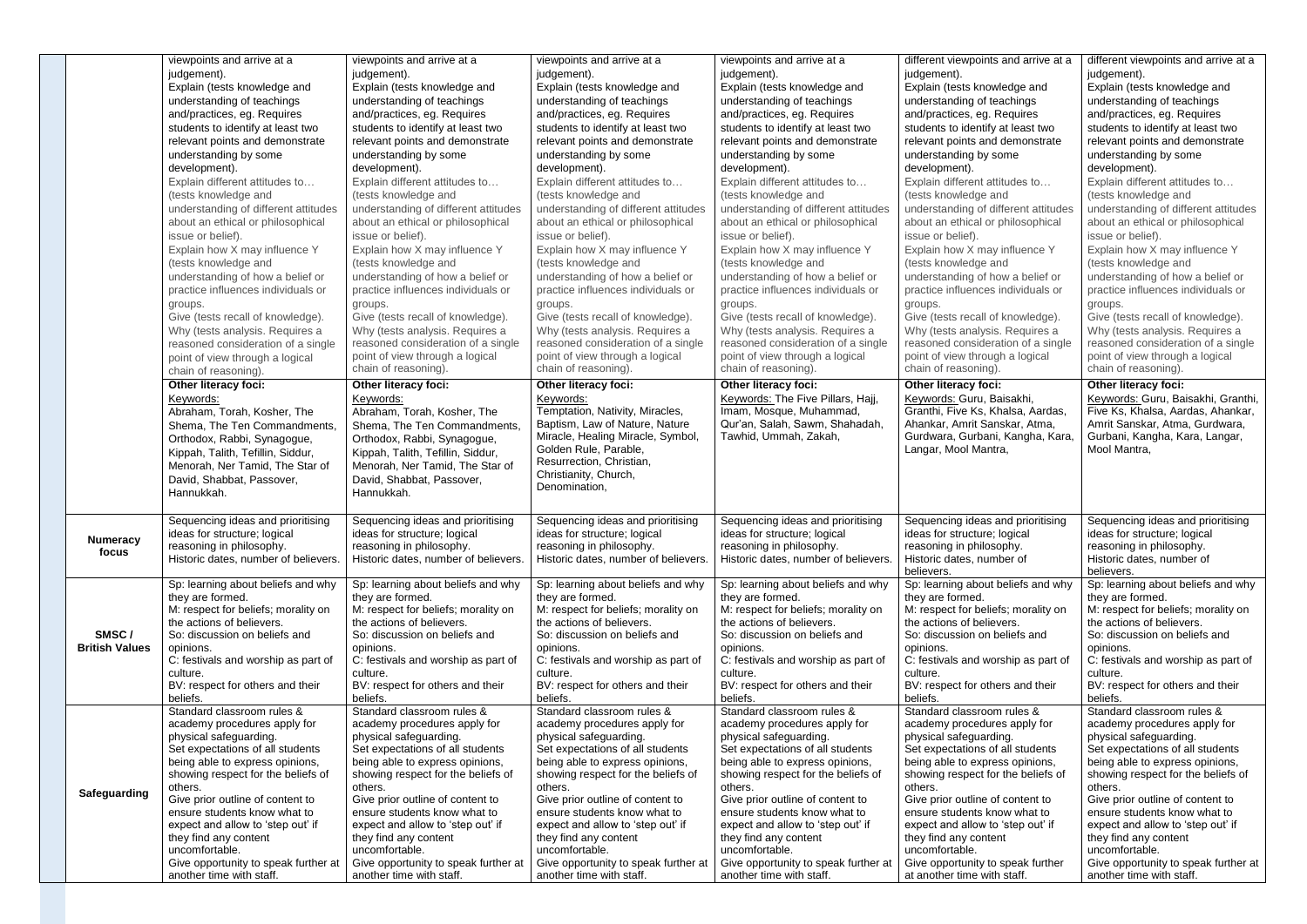| | | | | | | |
|---|---|---|---|---|---|---|
| | viewpoints and arrive at a judgement).<br>Explain (tests knowledge and understanding of teachings and/practices, eg. Requires students to identify at least two relevant points and demonstrate understanding by some development).<br>Explain different attitudes to… (tests knowledge and understanding of different attitudes about an ethical or philosophical issue or belief).<br>Explain how X may influence Y (tests knowledge and understanding of how a belief or practice influences individuals or groups.<br>Give (tests recall of knowledge).<br>Why (tests analysis. Requires a reasoned consideration of a single point of view through a logical chain of reasoning).<br>**Other literacy foci:**<br>Keywords:<br>Abraham, Torah, Kosher, The Shema, The Ten Commandments, Orthodox, Rabbi, Synagogue, Kippah, Talith, Tefillin, Siddur, Menorah, Ner Tamid, The Star of David, Shabbat, Passover, Hannukkah.<br>Sequencing ideas and prioritising ideas for structure; logical reasoning in philosophy. | viewpoints and arrive at a judgement).<br>Explain (tests knowledge and understanding of teachings and/practices, eg. Requires students to identify at least two relevant points and demonstrate understanding by some development).<br>Explain different attitudes to… (tests knowledge and understanding of different attitudes about an ethical or philosophical issue or belief).<br>Explain how X may influence Y (tests knowledge and understanding of how a belief or practice influences individuals or groups.<br>Give (tests recall of knowledge).<br>Why (tests analysis. Requires a reasoned consideration of a single point of view through a logical chain of reasoning).<br>**Other literacy foci:**<br>Keywords:<br>Abraham, Torah, Kosher, The Shema, The Ten Commandments, Orthodox, Rabbi, Synagogue, Kippah, Talith, Tefillin, Siddur, Menorah, Ner Tamid, The Star of David, Shabbat, Passover, Hannukkah.<br>Sequencing ideas and prioritising ideas for structure; logical reasoning in philosophy. | viewpoints and arrive at a judgement).<br>Explain (tests knowledge and understanding of teachings and/practices, eg. Requires students to identify at least two relevant points and demonstrate understanding by some development).<br>Explain different attitudes to… (tests knowledge and understanding of different attitudes about an ethical or philosophical issue or belief).<br>Explain how X may influence Y (tests knowledge and understanding of how a belief or practice influences individuals or groups.<br>Give (tests recall of knowledge).<br>Why (tests analysis. Requires a reasoned consideration of a single point of view through a logical chain of reasoning).<br>**Other literacy foci:**<br>Keywords:<br>Temptation, Nativity, Miracles, Baptism, Law of Nature, Nature Miracle, Healing Miracle, Symbol, Golden Rule, Parable, Resurrection, Christian, Christianity, Church, Denomination,<br>Sequencing ideas and prioritising ideas for structure; logical reasoning in philosophy. | viewpoints and arrive at a judgement).<br>Explain (tests knowledge and understanding of teachings and/practices, eg. Requires students to identify at least two relevant points and demonstrate understanding by some development).<br>Explain different attitudes to… (tests knowledge and understanding of different attitudes about an ethical or philosophical issue or belief).<br>Explain how X may influence Y (tests knowledge and understanding of how a belief or practice influences individuals or groups.<br>Give (tests recall of knowledge).<br>Why (tests analysis. Requires a reasoned consideration of a single point of view through a logical chain of reasoning).<br>**Other literacy foci:**<br>Keywords: The Five Pillars, Hajj, Imam, Mosque, Muhammad, Qur'an, Salah, Sawm, Shahadah, Tawhid, Ummah, Zakah,<br>Sequencing ideas and prioritising ideas for structure; logical reasoning in philosophy. | different viewpoints and arrive at a judgement).<br>Explain (tests knowledge and understanding of teachings and/practices, eg. Requires students to identify at least two relevant points and demonstrate understanding by some development).<br>Explain different attitudes to… (tests knowledge and understanding of different attitudes about an ethical or philosophical issue or belief).<br>Explain how X may influence Y (tests knowledge and understanding of how a belief or practice influences individuals or groups.<br>Give (tests recall of knowledge).<br>Why (tests analysis. Requires a reasoned consideration of a single point of view through a logical chain of reasoning).<br>**Other literacy foci:**<br>Keywords: Guru, Baisakhi, Granthi, Five Ks, Khalsa, Aardas, Ahankar, Amrit Sanskar, Atma, Gurdwara, Gurbani, Kangha, Kara, Langar, Mool Mantra,<br>Sequencing ideas and prioritising ideas for structure; logical reasoning in philosophy. | different viewpoints and arrive at a judgement).<br>Explain (tests knowledge and understanding of teachings and/practices, eg. Requires students to identify at least two relevant points and demonstrate understanding by some development).<br>Explain different attitudes to… (tests knowledge and understanding of different attitudes about an ethical or philosophical issue or belief).<br>Explain how X may influence Y (tests knowledge and understanding of how a belief or practice influences individuals or groups.<br>Give (tests recall of knowledge).<br>Why (tests analysis. Requires a reasoned consideration of a single point of view through a logical chain of reasoning).<br>**Other literacy foci:**<br>Keywords: Guru, Baisakhi, Granthi, Five Ks, Khalsa, Aardas, Ahankar, Amrit Sanskar, Atma, Gurdwara, Gurbani, Kangha, Kara, Langar, Mool Mantra,<br>Sequencing ideas and prioritising ideas for structure; logical reasoning in philosophy. |
| **Numeracy focus** | Historic dates, number of believers. | Historic dates, number of believers. | Historic dates, number of believers. | Historic dates, number of believers. | Historic dates, number of believers. | Historic dates, number of believers. |
| **SMSC / British Values** | Sp: learning about beliefs and why they are formed.<br>M: respect for beliefs; morality on the actions of believers.<br>So: discussion on beliefs and opinions.<br>C: festivals and worship as part of culture.<br>BV: respect for others and their beliefs. | Sp: learning about beliefs and why they are formed.<br>M: respect for beliefs; morality on the actions of believers.<br>So: discussion on beliefs and opinions.<br>C: festivals and worship as part of culture.<br>BV: respect for others and their beliefs. | Sp: learning about beliefs and why they are formed.<br>M: respect for beliefs; morality on the actions of believers.<br>So: discussion on beliefs and opinions.<br>C: festivals and worship as part of culture.<br>BV: respect for others and their beliefs. | Sp: learning about beliefs and why they are formed.<br>M: respect for beliefs; morality on the actions of believers.<br>So: discussion on beliefs and opinions.<br>C: festivals and worship as part of culture.<br>BV: respect for others and their beliefs. | Sp: learning about beliefs and why they are formed.<br>M: respect for beliefs; morality on the actions of believers.<br>So: discussion on beliefs and opinions.<br>C: festivals and worship as part of culture.<br>BV: respect for others and their beliefs. | Sp: learning about beliefs and why they are formed.<br>M: respect for beliefs; morality on the actions of believers.<br>So: discussion on beliefs and opinions.<br>C: festivals and worship as part of culture.<br>BV: respect for others and their beliefs. |
| **Safeguarding** | Standard classroom rules & academy procedures apply for physical safeguarding.<br>Set expectations of all students being able to express opinions, showing respect for the beliefs of others.<br>Give prior outline of content to ensure students know what to expect and allow to 'step out' if they find any content uncomfortable.<br>Give opportunity to speak further at another time with staff. | Standard classroom rules & academy procedures apply for physical safeguarding.<br>Set expectations of all students being able to express opinions, showing respect for the beliefs of others.<br>Give prior outline of content to ensure students know what to expect and allow to 'step out' if they find any content uncomfortable.<br>Give opportunity to speak further at another time with staff. | Standard classroom rules & academy procedures apply for physical safeguarding.<br>Set expectations of all students being able to express opinions, showing respect for the beliefs of others.<br>Give prior outline of content to ensure students know what to expect and allow to 'step out' if they find any content uncomfortable.<br>Give opportunity to speak further at another time with staff. | Standard classroom rules & academy procedures apply for physical safeguarding.<br>Set expectations of all students being able to express opinions, showing respect for the beliefs of others.<br>Give prior outline of content to ensure students know what to expect and allow to 'step out' if they find any content uncomfortable.<br>Give opportunity to speak further at another time with staff. | Standard classroom rules & academy procedures apply for physical safeguarding.<br>Set expectations of all students being able to express opinions, showing respect for the beliefs of others.<br>Give prior outline of content to ensure students know what to expect and allow to 'step out' if they find any content uncomfortable.<br>Give opportunity to speak further at another time with staff. | Standard classroom rules & academy procedures apply for physical safeguarding.<br>Set expectations of all students being able to express opinions, showing respect for the beliefs of others.<br>Give prior outline of content to ensure students know what to expect and allow to 'step out' if they find any content uncomfortable.<br>Give opportunity to speak further at another time with staff. |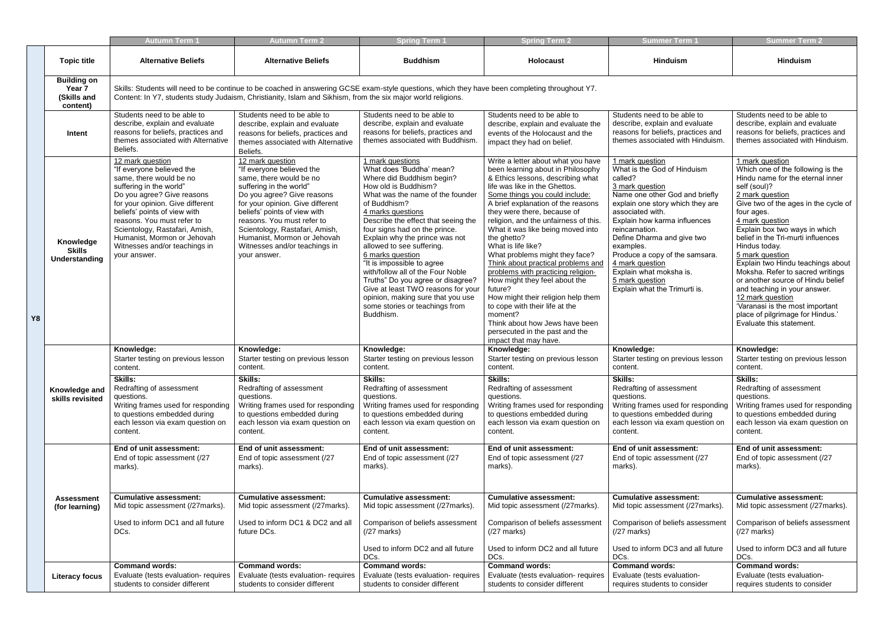| | | Autumn Term 1 | Autumn Term 2 | Spring Term 1 | Spring Term 2 | Summer Term 1 | Summer Term 2 |
|---|---|---|---|---|---|---|---|
| Y8 | **Topic title** | **Alternative Beliefs** | **Alternative Beliefs** | **Buddhism** | **Holocaust** | **Hinduism** | **Hinduism** |
| | **Building on Year 7 (Skills and content)** | Skills: Students will need to be continue to be coached in answering GCSE exam-style questions, which they have been completing throughout Y7.<br>Content: In Y7, students study Judaism, Christianity, Islam and Sikhism, from the six major world religions. | | | | | |
| | **Intent** | Students need to be able to describe, explain and evaluate reasons for beliefs, practices and themes associated with Alternative Beliefs. | Students need to be able to describe, explain and evaluate reasons for beliefs, practices and themes associated with Alternative Beliefs. | Students need to be able to describe, explain and evaluate reasons for beliefs, practices and themes associated with Buddhism. | Students need to be able to describe, explain and evaluate the events of the Holocaust and the impact they had on belief. | Students need to be able to describe, explain and evaluate reasons for beliefs, practices and themes associated with Hinduism. | Students need to be able to describe, explain and evaluate reasons for beliefs, practices and themes associated with Hinduism. |
| | **Knowledge Skills Understanding** | 12 mark question<br>"If everyone believed the same, there would be no suffering in the world"<br>Do you agree? Give reasons for your opinion. Give different beliefs' points of view with reasons. You must refer to Scientology, Rastafari, Amish, Humanist, Mormon or Jehovah Witnesses and/or teachings in your answer. | 12 mark question<br>"If everyone believed the same, there would be no suffering in the world"<br>Do you agree? Give reasons for your opinion. Give different beliefs' points of view with reasons. You must refer to Scientology, Rastafari, Amish, Humanist, Mormon or Jehovah Witnesses and/or teachings in your answer. | 1 mark questions<br>What does 'Buddha' mean?<br>Where did Buddhism begin?<br>How old is Buddhism?<br>What was the name of the founder of Buddhism?<br>4 marks questions<br>Describe the effect that seeing the four signs had on the prince.<br>Explain why the prince was not allowed to see suffering.<br>6 marks question<br>"It is impossible to agree with/follow all of the Four Noble Truths" Do you agree or disagree? Give at least TWO reasons for your opinion, making sure that you use some stories or teachings from Buddhism. | Write a letter about what you have been learning about in Philosophy & Ethics lessons, describing what life was like in the Ghettos.<br>Some things you could include:<br>A brief explanation of the reasons they were there, because of religion, and the unfairness of this.<br>What it was like being moved into the ghetto?<br>What is life like?<br>What problems might they face?<br>Think about practical problems and problems with practicing religion-<br>How might they feel about the future?<br>How might their religion help them to cope with life at the moment?<br>Think about how Jews have been persecuted in the past and the impact that may have. | 1 mark question<br>What is the God of Hinduism called?<br>3 mark question<br>Name one other God and briefly explain one story which they are associated with.<br>Explain how karma influences reincarnation.<br>Define Dharma and give two examples.<br>Produce a copy of the samsara.<br>4 mark question<br>Explain what moksha is.<br>5 mark question<br>Explain what the Trimurti is. | 1 mark question<br>Which one of the following is the Hindu name for the eternal inner self (soul)?<br>2 mark question<br>Give two of the ages in the cycle of four ages.<br>4 mark question<br>Explain box two ways in which belief in the Tri-murti influences Hindus today.<br>5 mark question<br>Explain two Hindu teachings about Moksha. Refer to sacred writings or another source of Hindu belief and teaching in your answer.<br>12 mark question<br>'Varanasi is the most important place of pilgrimage for Hindus.' Evaluate this statement. |
| | **Knowledge and skills revisited** | **Knowledge:**<br>Starter testing on previous lesson content.<br>**Skills:**<br>Redrafting of assessment questions.<br>Writing frames used for responding to questions embedded during each lesson via exam question on content. | **Knowledge:**<br>Starter testing on previous lesson content.<br>**Skills:**<br>Redrafting of assessment questions.<br>Writing frames used for responding to questions embedded during each lesson via exam question on content. | **Knowledge:**<br>Starter testing on previous lesson content.<br>**Skills:**<br>Redrafting of assessment questions.<br>Writing frames used for responding to questions embedded during each lesson via exam question on content. | **Knowledge:**<br>Starter testing on previous lesson content.<br>**Skills:**<br>Redrafting of assessment questions.<br>Writing frames used for responding to questions embedded during each lesson via exam question on content. | **Knowledge:**<br>Starter testing on previous lesson content.<br>**Skills:**<br>Redrafting of assessment questions.<br>Writing frames used for responding to questions embedded during each lesson via exam question on content. | **Knowledge:**<br>Starter testing on previous lesson content.<br>**Skills:**<br>Redrafting of assessment questions.<br>Writing frames used for responding to questions embedded during each lesson via exam question on content. |
| | **Assessment (for learning)** | **End of unit assessment:**<br>End of topic assessment (/27 marks).<br>**Cumulative assessment:**<br>Mid topic assessment (/27marks).<br>Used to inform DC1 and all future DCs. | **End of unit assessment:**<br>End of topic assessment (/27 marks).<br>**Cumulative assessment:**<br>Mid topic assessment (/27marks).<br>Used to inform DC1 & DC2 and all future DCs. | **End of unit assessment:**<br>End of topic assessment (/27 marks).<br>**Cumulative assessment:**<br>Mid topic assessment (/27marks).<br>Comparison of beliefs assessment (/27 marks)<br>Used to inform DC2 and all future DCs. | **End of unit assessment:**<br>End of topic assessment (/27 marks).<br>**Cumulative assessment:**<br>Mid topic assessment (/27marks).<br>Comparison of beliefs assessment (/27 marks)<br>Used to inform DC2 and all future DCs. | **End of unit assessment:**<br>End of topic assessment (/27 marks).<br>**Cumulative assessment:**<br>Mid topic assessment (/27marks).<br>Comparison of beliefs assessment (/27 marks)<br>Used to inform DC3 and all future DCs. | **End of unit assessment:**<br>End of topic assessment (/27 marks).<br>**Cumulative assessment:**<br>Mid topic assessment (/27marks).<br>Comparison of beliefs assessment (/27 marks)<br>Used to inform DC3 and all future DCs. |
| | **Literacy focus** | **Command words:**<br>Evaluate (tests evaluation- requires students to consider different | **Command words:**<br>Evaluate (tests evaluation- requires students to consider different | **Command words:**<br>Evaluate (tests evaluation- requires students to consider different | **Command words:**<br>Evaluate (tests evaluation- requires students to consider different | **Command words:**<br>Evaluate (tests evaluation- requires students to consider | **Command words:**<br>Evaluate (tests evaluation- requires students to consider |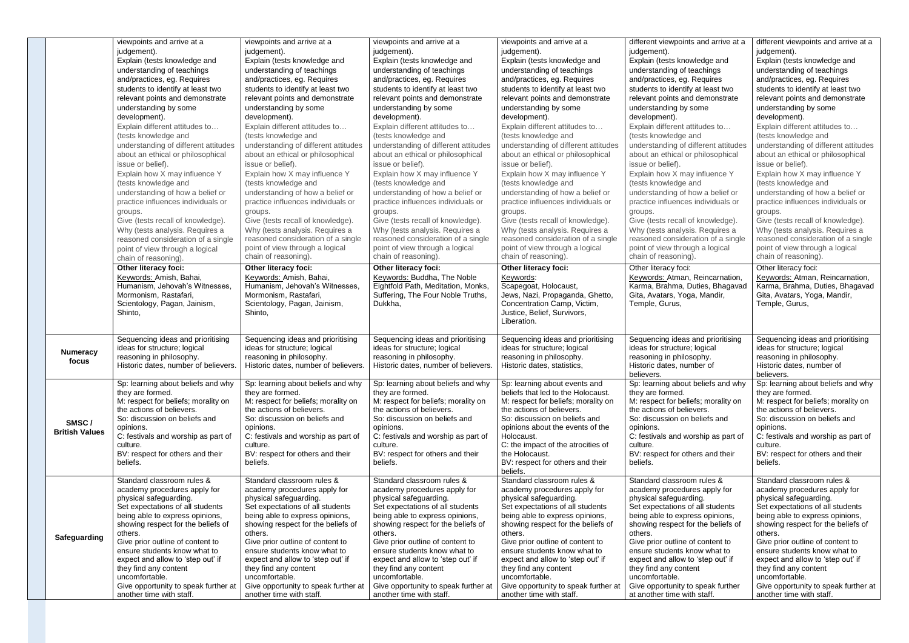| | | | | | | |
|---|---|---|---|---|---|---|
| | viewpoints and arrive at a judgement). Explain (tests knowledge and understanding of teachings and/practices, eg. Requires students to identify at least two relevant points and demonstrate understanding by some development). Explain different attitudes to… (tests knowledge and understanding of different attitudes about an ethical or philosophical issue or belief). Explain how X may influence Y (tests knowledge and understanding of how a belief or practice influences individuals or groups. Give (tests recall of knowledge). Why (tests analysis. Requires a reasoned consideration of a single point of view through a logical chain of reasoning). | viewpoints and arrive at a judgement). Explain (tests knowledge and understanding of teachings and/practices, eg. Requires students to identify at least two relevant points and demonstrate understanding by some development). Explain different attitudes to… (tests knowledge and understanding of different attitudes about an ethical or philosophical issue or belief). Explain how X may influence Y (tests knowledge and understanding of how a belief or practice influences individuals or groups. Give (tests recall of knowledge). Why (tests analysis. Requires a reasoned consideration of a single point of view through a logical chain of reasoning). | viewpoints and arrive at a judgement). Explain (tests knowledge and understanding of teachings and/practices, eg. Requires students to identify at least two relevant points and demonstrate understanding by some development). Explain different attitudes to… (tests knowledge and understanding of different attitudes about an ethical or philosophical issue or belief). Explain how X may influence Y (tests knowledge and understanding of how a belief or practice influences individuals or groups. Give (tests recall of knowledge). Why (tests analysis. Requires a reasoned consideration of a single point of view through a logical chain of reasoning). | viewpoints and arrive at a judgement). Explain (tests knowledge and understanding of teachings and/practices, eg. Requires students to identify at least two relevant points and demonstrate understanding by some development). Explain different attitudes to… (tests knowledge and understanding of different attitudes about an ethical or philosophical issue or belief). Explain how X may influence Y (tests knowledge and understanding of how a belief or practice influences individuals or groups. Give (tests recall of knowledge). Why (tests analysis. Requires a reasoned consideration of a single point of view through a logical chain of reasoning). | different viewpoints and arrive at a judgement). Explain (tests knowledge and understanding of teachings and/practices, eg. Requires students to identify at least two relevant points and demonstrate understanding by some development). Explain different attitudes to… (tests knowledge and understanding of different attitudes about an ethical or philosophical issue or belief). Explain how X may influence Y (tests knowledge and understanding of how a belief or practice influences individuals or groups. Give (tests recall of knowledge). Why (tests analysis. Requires a reasoned consideration of a single point of view through a logical chain of reasoning). | different viewpoints and arrive at a judgement). Explain (tests knowledge and understanding of teachings and/practices, eg. Requires students to identify at least two relevant points and demonstrate understanding by some development). Explain different attitudes to… (tests knowledge and understanding of different attitudes about an ethical or philosophical issue or belief). Explain how X may influence Y (tests knowledge and understanding of how a belief or practice influences individuals or groups. Give (tests recall of knowledge). Why (tests analysis. Requires a reasoned consideration of a single point of view through a logical chain of reasoning). |
| | **Other literacy foci:** Keywords: Amish, Bahai, Humanism, Jehovah's Witnesses, Mormonism, Rastafari, Scientology, Pagan, Jainism, Shinto, | **Other literacy foci:** Keywords: Amish, Bahai, Humanism, Jehovah's Witnesses, Mormonism, Rastafari, Scientology, Pagan, Jainism, Shinto, | **Other literacy foci:** Keywords: Buddha, The Noble Eightfold Path, Meditation, Monks, Suffering, The Four Noble Truths, Dukkha, | **Other literacy foci:** Keywords: Scapegoat, Holocaust, Jews, Nazi, Propaganda, Ghetto, Concentration Camp, Victim, Justice, Belief, Survivors, Liberation. | Other literacy foci: Keywords: Atman, Reincarnation, Karma, Brahma, Duties, Bhagavad Gita, Avatars, Yoga, Mandir, Temple, Gurus, | Other literacy foci: Keywords: Atman, Reincarnation, Karma, Brahma, Duties, Bhagavad Gita, Avatars, Yoga, Mandir, Temple, Gurus, |
| **Numeracy focus** | Sequencing ideas and prioritising ideas for structure; logical reasoning in philosophy. Historic dates, number of believers. | Sequencing ideas and prioritising ideas for structure; logical reasoning in philosophy. Historic dates, number of believers. | Sequencing ideas and prioritising ideas for structure; logical reasoning in philosophy. Historic dates, number of believers. | Sequencing ideas and prioritising ideas for structure; logical reasoning in philosophy. Historic dates, statistics, | Sequencing ideas and prioritising ideas for structure; logical reasoning in philosophy. Historic dates, number of believers. | Sequencing ideas and prioritising ideas for structure; logical reasoning in philosophy. Historic dates, number of believers. |
| **SMSC / British Values** | Sp: learning about beliefs and why they are formed. M: respect for beliefs; morality on the actions of believers. So: discussion on beliefs and opinions. C: festivals and worship as part of culture. BV: respect for others and their beliefs. | Sp: learning about beliefs and why they are formed. M: respect for beliefs; morality on the actions of believers. So: discussion on beliefs and opinions. C: festivals and worship as part of culture. BV: respect for others and their beliefs. | Sp: learning about beliefs and why they are formed. M: respect for beliefs; morality on the actions of believers. So: discussion on beliefs and opinions. C: festivals and worship as part of culture. BV: respect for others and their beliefs. | Sp: learning about events and beliefs that led to the Holocaust. M: respect for beliefs; morality on the actions of believers. So: discussion on beliefs and opinions about the events of the Holocaust. C: the impact of the atrocities of the Holocaust. BV: respect for others and their beliefs. | Sp: learning about beliefs and why they are formed. M: respect for beliefs; morality on the actions of believers. So: discussion on beliefs and opinions. C: festivals and worship as part of culture. BV: respect for others and their beliefs. | Sp: learning about beliefs and why they are formed. M: respect for beliefs; morality on the actions of believers. So: discussion on beliefs and opinions. C: festivals and worship as part of culture. BV: respect for others and their beliefs. |
| **Safeguarding** | Standard classroom rules & academy procedures apply for physical safeguarding. Set expectations of all students being able to express opinions, showing respect for the beliefs of others. Give prior outline of content to ensure students know what to expect and allow to 'step out' if they find any content uncomfortable. Give opportunity to speak further at another time with staff. | Standard classroom rules & academy procedures apply for physical safeguarding. Set expectations of all students being able to express opinions, showing respect for the beliefs of others. Give prior outline of content to ensure students know what to expect and allow to 'step out' if they find any content uncomfortable. Give opportunity to speak further at another time with staff. | Standard classroom rules & academy procedures apply for physical safeguarding. Set expectations of all students being able to express opinions, showing respect for the beliefs of others. Give prior outline of content to ensure students know what to expect and allow to 'step out' if they find any content uncomfortable. Give opportunity to speak further at another time with staff. | Standard classroom rules & academy procedures apply for physical safeguarding. Set expectations of all students being able to express opinions, showing respect for the beliefs of others. Give prior outline of content to ensure students know what to expect and allow to 'step out' if they find any content uncomfortable. Give opportunity to speak further at another time with staff. | Standard classroom rules & academy procedures apply for physical safeguarding. Set expectations of all students being able to express opinions, showing respect for the beliefs of others. Give prior outline of content to ensure students know what to expect and allow to 'step out' if they find any content uncomfortable. Give opportunity to speak further at another time with staff. | Standard classroom rules & academy procedures apply for physical safeguarding. Set expectations of all students being able to express opinions, showing respect for the beliefs of others. Give prior outline of content to ensure students know what to expect and allow to 'step out' if they find any content uncomfortable. Give opportunity to speak further at another time with staff. |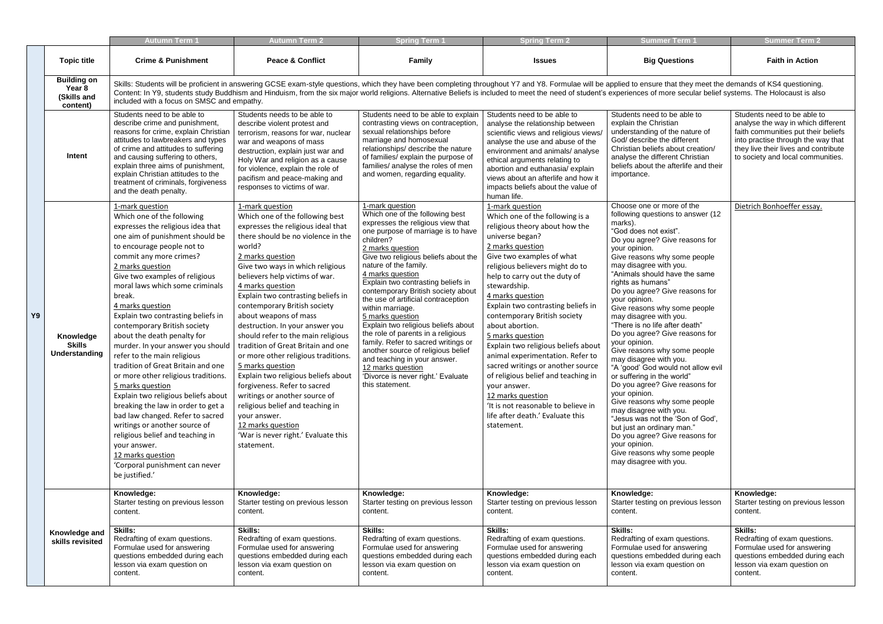| | | Autumn Term 1 | Autumn Term 2 | Spring Term 1 | Spring Term 2 | Summer Term 1 | Summer Term 2 |
|---|---|---|---|---|---|---|---|
| Y9 | **Topic title** | **Crime & Punishment** | **Peace & Conflict** | **Family** | **Issues** | **Big Questions** | **Faith in Action** |
| | **Building on Year 8 (Skills and content)** | Skills: Students will be proficient in answering GCSE exam-style questions, which they have been completing throughout Y7 and Y8. Formulae will be applied to ensure that they meet the demands of KS4 questioning.<br>Content: In Y9, students study Buddhism and Hinduism, from the six major world religions. Alternative Beliefs is included to meet the need of student's experiences of more secular belief systems. The Holocaust is also included with a focus on SMSC and empathy. | | | | | |
| | **Intent** | Students need to be able to describe crime and punishment, reasons for crime, explain Christian attitudes to lawbreakers and types of crime and attitudes to suffering and causing suffering to others, explain three aims of punishment, explain Christian attitudes to the treatment of criminals, forgiveness and the death penalty. | Students needs to be able to describe violent protest and terrorism, reasons for war, nuclear war and weapons of mass destruction, explain just war and Holy War and religion as a cause for violence, explain the role of pacifism and peace-making and responses to victims of war. | Students need to be able to explain contrasting views on contraception, sexual relationships before marriage and homosexual relationships/ describe the nature of families/ explain the purpose of families/ analyse the roles of men and women, regarding equality. | Students need to be able to analyse the relationship between scientific views and religious views/ analyse the use and abuse of the environment and animals/ analyse ethical arguments relating to abortion and euthanasia/ explain views about an afterlife and how it impacts beliefs about the value of human life. | Students need to be able to explain the Christian understanding of the nature of God/ describe the different Christian beliefs about creation/ analyse the different Christian beliefs about the afterlife and their importance. | Students need to be able to analyse the way in which different faith communities put their beliefs into practise through the way that they live their lives and contribute to society and local communities. |
| | **Knowledge Skills Understanding** | 1-mark question<br>Which one of the following expresses the religious idea that one aim of punishment should be to encourage people not to commit any more crimes?<br>2 marks question<br>Give two examples of religious moral laws which some criminals break.<br>4 marks question<br>Explain two contrasting beliefs in contemporary British society about the death penalty for murder. In your answer you should refer to the main religious tradition of Great Britain and one or more other religious traditions.<br>5 marks question<br>Explain two religious beliefs about breaking the law in order to get a bad law changed. Refer to sacred writings or another source of religious belief and teaching in your answer.<br>12 marks question<br>'Corporal punishment can never be justified.' | 1-mark question<br>Which one of the following best expresses the religious ideal that there should be no violence in the world?<br>2 marks question<br>Give two ways in which religious believers help victims of war.<br>4 marks question<br>Explain two contrasting beliefs in contemporary British society about weapons of mass destruction. In your answer you should refer to the main religious tradition of Great Britain and one or more other religious traditions.<br>5 marks question<br>Explain two religious beliefs about forgiveness. Refer to sacred writings or another source of religious belief and teaching in your answer.<br>12 marks question<br>'War is never right.' Evaluate this statement. | 1-mark question<br>Which one of the following best expresses the religious view that one purpose of marriage is to have children?<br>2 marks question<br>Give two religious beliefs about the nature of the family.<br>4 marks question<br>Explain two contrasting beliefs in contemporary British society about the use of artificial contraception within marriage.<br>5 marks question<br>Explain two religious beliefs about the role of parents in a religious family. Refer to sacred writings or another source of religious belief and teaching in your answer.<br>12 marks question<br>'Divorce is never right.' Evaluate this statement. | 1-mark question<br>Which one of the following is a religious theory about how the universe began?<br>2 marks question<br>Give two examples of what religious believers might do to help to carry out the duty of stewardship.<br>4 marks question<br>Explain two contrasting beliefs in contemporary British society about abortion.<br>5 marks question<br>Explain two religious beliefs about animal experimentation. Refer to sacred writings or another source of religious belief and teaching in your answer.<br>12 marks question<br>'It is not reasonable to believe in life after death.' Evaluate this statement. | Choose one or more of the following questions to answer (12 marks).<br>"God does not exist".<br>Do you agree? Give reasons for your opinion.<br>Give reasons why some people may disagree with you.<br>"Animals should have the same rights as humans"<br>Do you agree? Give reasons for your opinion.<br>Give reasons why some people may disagree with you.<br>"There is no life after death"<br>Do you agree? Give reasons for your opinion.<br>Give reasons why some people may disagree with you.<br>"A 'good' God would not allow evil or suffering in the world"<br>Do you agree? Give reasons for your opinion.<br>Give reasons why some people may disagree with you.<br>"Jesus was not the 'Son of God', but just an ordinary man."<br>Do you agree? Give reasons for your opinion.<br>Give reasons why some people may disagree with you. | Dietrich Bonhoeffer essay. |
| | **Knowledge and skills revisited** | **Knowledge:**<br>Starter testing on previous lesson content.<br>**Skills:**<br>Redrafting of exam questions. Formulae used for answering questions embedded during each lesson via exam question on content. | **Knowledge:**<br>Starter testing on previous lesson content.<br>**Skills:**<br>Redrafting of exam questions. Formulae used for answering questions embedded during each lesson via exam question on content. | **Knowledge:**<br>Starter testing on previous lesson content.<br>**Skills:**<br>Redrafting of exam questions. Formulae used for answering questions embedded during each lesson via exam question on content. | **Knowledge:**<br>Starter testing on previous lesson content.<br>**Skills:**<br>Redrafting of exam questions. Formulae used for answering questions embedded during each lesson via exam question on content. | **Knowledge:**<br>Starter testing on previous lesson content.<br>**Skills:**<br>Redrafting of exam questions. Formulae used for answering questions embedded during each lesson via exam question on content. | **Knowledge:**<br>Starter testing on previous lesson content.<br>**Skills:**<br>Redrafting of exam questions. Formulae used for answering questions embedded during each lesson via exam question on content. |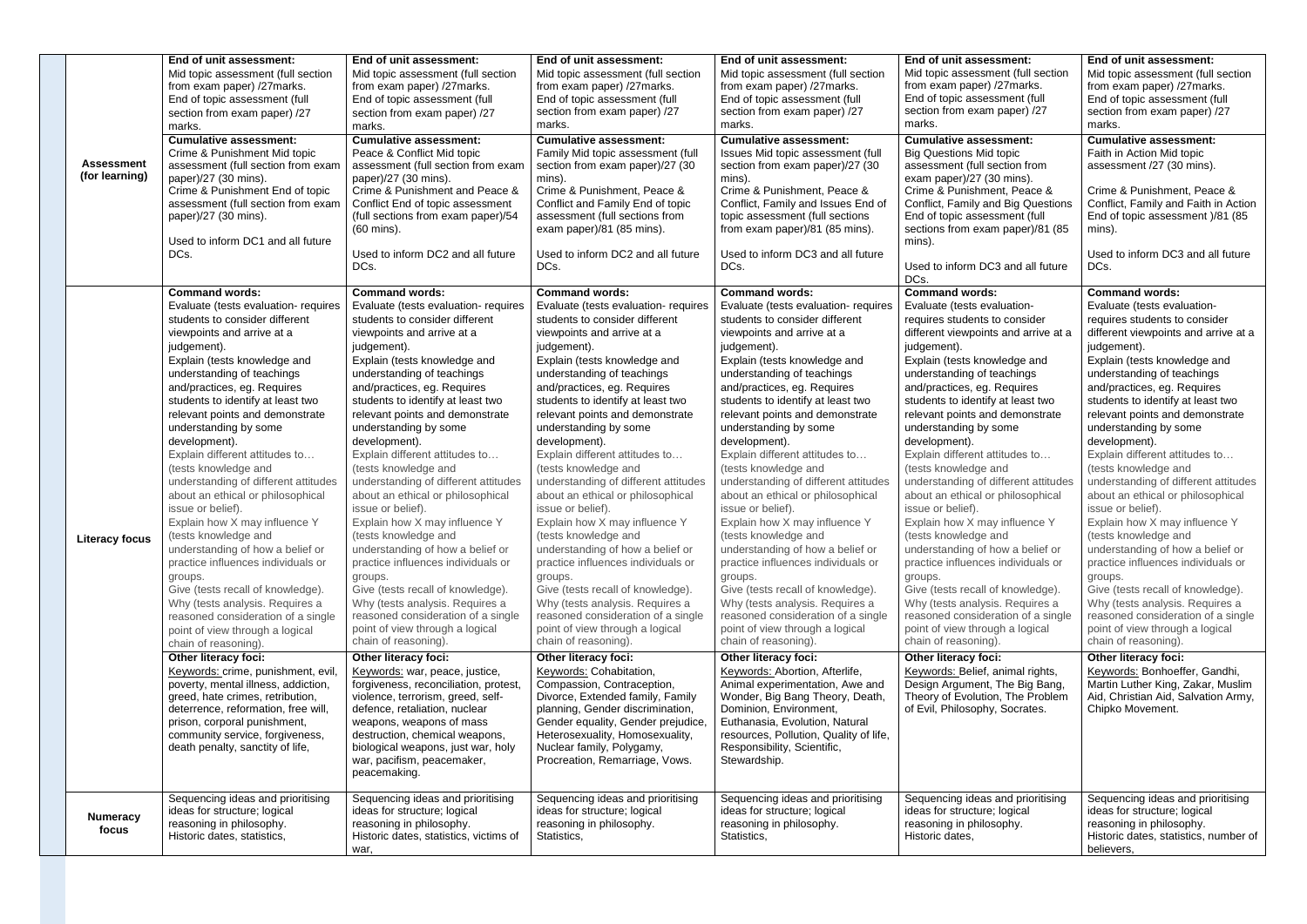| | | | | | | |
|---|---|---|---|---|---|---|
| **Assessment (for learning)** | **End of unit assessment:** Mid topic assessment (full section from exam paper) /27marks. End of topic assessment (full section from exam paper) /27 marks. **Cumulative assessment:** Crime & Punishment Mid topic assessment (full section from exam paper)/27 (30 mins). Crime & Punishment End of topic assessment (full section from exam paper)/27 (30 mins). Used to inform DC1 and all future DCs. | **End of unit assessment:** Mid topic assessment (full section from exam paper) /27marks. End of topic assessment (full section from exam paper) /27 marks. **Cumulative assessment:** Peace & Conflict Mid topic assessment (full section from exam paper)/27 (30 mins). Crime & Punishment and Peace & Conflict End of topic assessment (full sections from exam paper)/54 (60 mins). Used to inform DC2 and all future DCs. | **End of unit assessment:** Mid topic assessment (full section from exam paper) /27marks. End of topic assessment (full section from exam paper) /27 marks. **Cumulative assessment:** Family Mid topic assessment (full section from exam paper)/27 (30 mins). Crime & Punishment, Peace & Conflict and Family End of topic assessment (full sections from exam paper)/81 (85 mins). Used to inform DC2 and all future DCs. | **End of unit assessment:** Mid topic assessment (full section from exam paper) /27marks. End of topic assessment (full section from exam paper) /27 marks. **Cumulative assessment:** Issues Mid topic assessment (full section from exam paper)/27 (30 mins). Crime & Punishment, Peace & Conflict, Family and Issues End of topic assessment (full sections from exam paper)/81 (85 mins). Used to inform DC3 and all future DCs. | **End of unit assessment:** Mid topic assessment (full section from exam paper) /27marks. End of topic assessment (full section from exam paper) /27 marks. **Cumulative assessment:** Big Questions Mid topic assessment (full section from exam paper)/27 (30 mins). Crime & Punishment, Peace & Conflict, Family and Big Questions End of topic assessment (full sections from exam paper)/81 (85 mins). Used to inform DC3 and all future DCs. | **End of unit assessment:** Mid topic assessment (full section from exam paper) /27marks. End of topic assessment (full section from exam paper) /27 marks. **Cumulative assessment:** Faith in Action Mid topic assessment /27 (30 mins). Crime & Punishment, Peace & Conflict, Family and Faith in Action End of topic assessment )/81 (85 mins). Used to inform DC3 and all future DCs. |
| **Literacy focus** | **Command words:** Evaluate (tests evaluation- requires students to consider different viewpoints and arrive at a judgement). Explain (tests knowledge and understanding of teachings and/practices, eg. Requires students to identify at least two relevant points and demonstrate understanding by some development). Explain different attitudes to… (tests knowledge and understanding of different attitudes about an ethical or philosophical issue or belief). Explain how X may influence Y (tests knowledge and understanding of how a belief or practice influences individuals or groups. Give (tests recall of knowledge). Why (tests analysis. Requires a reasoned consideration of a single point of view through a logical chain of reasoning). | **Command words:** Evaluate (tests evaluation- requires students to consider different viewpoints and arrive at a judgement). Explain (tests knowledge and understanding of teachings and/practices, eg. Requires students to identify at least two relevant points and demonstrate understanding by some development). Explain different attitudes to… (tests knowledge and understanding of different attitudes about an ethical or philosophical issue or belief). Explain how X may influence Y (tests knowledge and understanding of how a belief or practice influences individuals or groups. Give (tests recall of knowledge). Why (tests analysis. Requires a reasoned consideration of a single point of view through a logical chain of reasoning). | **Command words:** Evaluate (tests evaluation- requires students to consider different viewpoints and arrive at a judgement). Explain (tests knowledge and understanding of teachings and/practices, eg. Requires students to identify at least two relevant points and demonstrate understanding by some development). Explain different attitudes to… (tests knowledge and understanding of different attitudes about an ethical or philosophical issue or belief). Explain how X may influence Y (tests knowledge and understanding of how a belief or practice influences individuals or groups. Give (tests recall of knowledge). Why (tests analysis. Requires a reasoned consideration of a single point of view through a logical chain of reasoning). | **Command words:** Evaluate (tests evaluation- requires students to consider different viewpoints and arrive at a judgement). Explain (tests knowledge and understanding of teachings and/practices, eg. Requires students to identify at least two relevant points and demonstrate understanding by some development). Explain different attitudes to… (tests knowledge and understanding of different attitudes about an ethical or philosophical issue or belief). Explain how X may influence Y (tests knowledge and understanding of how a belief or practice influences individuals or groups. Give (tests recall of knowledge). Why (tests analysis. Requires a reasoned consideration of a single point of view through a logical chain of reasoning). | **Command words:** Evaluate (tests evaluation- requires students to consider different viewpoints and arrive at a judgement). Explain (tests knowledge and understanding of teachings and/practices, eg. Requires students to identify at least two relevant points and demonstrate understanding by some development). Explain different attitudes to… (tests knowledge and understanding of different attitudes about an ethical or philosophical issue or belief). Explain how X may influence Y (tests knowledge and understanding of how a belief or practice influences individuals or groups. Give (tests recall of knowledge). Why (tests analysis. Requires a reasoned consideration of a single point of view through a logical chain of reasoning). | **Command words:** Evaluate (tests evaluation- requires students to consider different viewpoints and arrive at a judgement). Explain (tests knowledge and understanding of teachings and/practices, eg. Requires students to identify at least two relevant points and demonstrate understanding by some development). Explain different attitudes to… (tests knowledge and understanding of different attitudes about an ethical or philosophical issue or belief). Explain how X may influence Y (tests knowledge and understanding of how a belief or practice influences individuals or groups. Give (tests recall of knowledge). Why (tests analysis. Requires a reasoned consideration of a single point of view through a logical chain of reasoning). |
| | **Other literacy foci:** Keywords: crime, punishment, evil, poverty, mental illness, addiction, greed, hate crimes, retribution, deterrence, reformation, free will, prison, corporal punishment, community service, forgiveness, death penalty, sanctity of life, | **Other literacy foci:** Keywords: war, peace, justice, forgiveness, reconciliation, protest, violence, terrorism, greed, self-defence, retaliation, nuclear weapons, weapons of mass destruction, chemical weapons, biological weapons, just war, holy war, pacifism, peacemaker, peacemaking. | **Other literacy foci:** Keywords: Cohabitation, Compassion, Contraception, Divorce, Extended family, Family planning, Gender discrimination, Gender equality, Gender prejudice, Heterosexuality, Homosexuality, Nuclear family, Polygamy, Procreation, Remarriage, Vows. | **Other literacy foci:** Keywords: Abortion, Afterlife, Animal experimentation, Awe and Wonder, Big Bang Theory, Death, Dominion, Environment, Euthanasia, Evolution, Natural resources, Pollution, Quality of life, Responsibility, Scientific, Stewardship. | **Other literacy foci:** Keywords: Belief, animal rights, Design Argument, The Big Bang, Theory of Evolution, The Problem of Evil, Philosophy, Socrates. | **Other literacy foci:** Keywords: Bonhoeffer, Gandhi, Martin Luther King, Zakar, Muslim Aid, Christian Aid, Salvation Army, Chipko Movement. |
| **Numeracy focus** | Sequencing ideas and prioritising ideas for structure; logical reasoning in philosophy. Historic dates, statistics, | Sequencing ideas and prioritising ideas for structure; logical reasoning in philosophy. Historic dates, statistics, victims of war, | Sequencing ideas and prioritising ideas for structure; logical reasoning in philosophy. Statistics, | Sequencing ideas and prioritising ideas for structure; logical reasoning in philosophy. Statistics, | Sequencing ideas and prioritising ideas for structure; logical reasoning in philosophy. Historic dates, | Sequencing ideas and prioritising ideas for structure; logical reasoning in philosophy. Historic dates, statistics, number of believers, |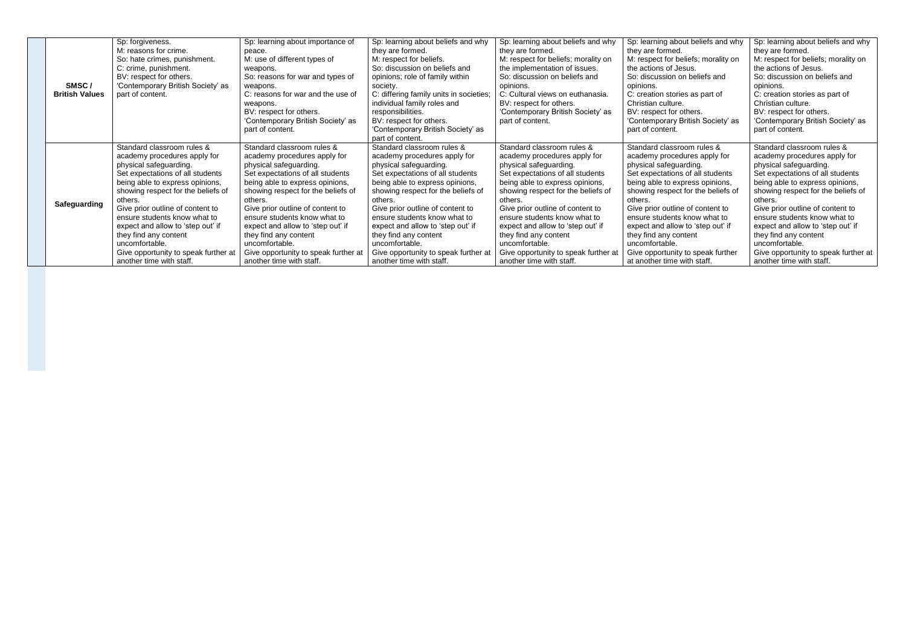| | | | | | | |
|---|---|---|---|---|---|---|
| **SMSC / British Values** | Sp: forgiveness.<br>M: reasons for crime.<br>So: hate crimes, punishment.<br>C: crime, punishment.<br>BV: respect for others.<br>'Contemporary British Society' as part of content. | Sp: learning about importance of peace.<br>M: use of different types of weapons.<br>So: reasons for war and types of weapons.<br>C: reasons for war and the use of weapons.<br>BV: respect for others.<br>'Contemporary British Society' as part of content. | Sp: learning about beliefs and why they are formed.<br>M: respect for beliefs.<br>So: discussion on beliefs and opinions; role of family within society.<br>C: differing family units in societies; individual family roles and responsibilities.<br>BV: respect for others.<br>'Contemporary British Society' as part of content. | Sp: learning about beliefs and why they are formed.<br>M: respect for beliefs; morality on the implementation of issues.<br>So: discussion on beliefs and opinions.<br>C: Cultural views on euthanasia.<br>BV: respect for others.<br>'Contemporary British Society' as part of content. | Sp: learning about beliefs and why they are formed.<br>M: respect for beliefs; morality on the actions of Jesus.<br>So: discussion on beliefs and opinions.<br>C: creation stories as part of Christian culture.<br>BV: respect for others.<br>'Contemporary British Society' as part of content. | Sp: learning about beliefs and why they are formed.<br>M: respect for beliefs; morality on the actions of Jesus.<br>So: discussion on beliefs and opinions.<br>C: creation stories as part of Christian culture.<br>BV: respect for others.<br>'Contemporary British Society' as part of content. |
| **Safeguarding** | Standard classroom rules & academy procedures apply for physical safeguarding.<br>Set expectations of all students being able to express opinions, showing respect for the beliefs of others.<br>Give prior outline of content to ensure students know what to expect and allow to 'step out' if they find any content uncomfortable.<br>Give opportunity to speak further at another time with staff. | Standard classroom rules & academy procedures apply for physical safeguarding.<br>Set expectations of all students being able to express opinions, showing respect for the beliefs of others.<br>Give prior outline of content to ensure students know what to expect and allow to 'step out' if they find any content uncomfortable.<br>Give opportunity to speak further at another time with staff. | Standard classroom rules & academy procedures apply for physical safeguarding.<br>Set expectations of all students being able to express opinions, showing respect for the beliefs of others.<br>Give prior outline of content to ensure students know what to expect and allow to 'step out' if they find any content uncomfortable.<br>Give opportunity to speak further at another time with staff. | Standard classroom rules & academy procedures apply for physical safeguarding.<br>Set expectations of all students being able to express opinions, showing respect for the beliefs of others.<br>Give prior outline of content to ensure students know what to expect and allow to 'step out' if they find any content uncomfortable.<br>Give opportunity to speak further at another time with staff. | Standard classroom rules & academy procedures apply for physical safeguarding.<br>Set expectations of all students being able to express opinions, showing respect for the beliefs of others.<br>Give prior outline of content to ensure students know what to expect and allow to 'step out' if they find any content uncomfortable.<br>Give opportunity to speak further at another time with staff. | Standard classroom rules & academy procedures apply for physical safeguarding.<br>Set expectations of all students being able to express opinions, showing respect for the beliefs of others.<br>Give prior outline of content to ensure students know what to expect and allow to 'step out' if they find any content uncomfortable.<br>Give opportunity to speak further at another time with staff. |